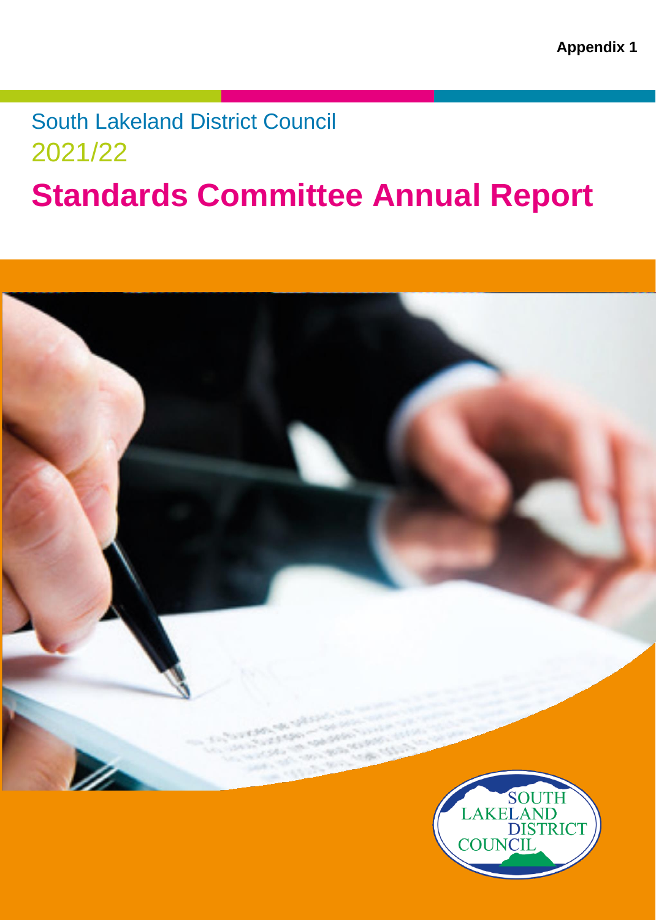**Appendix 1**

South Lakeland District Council

2021/22

# Standards Committee Annual Report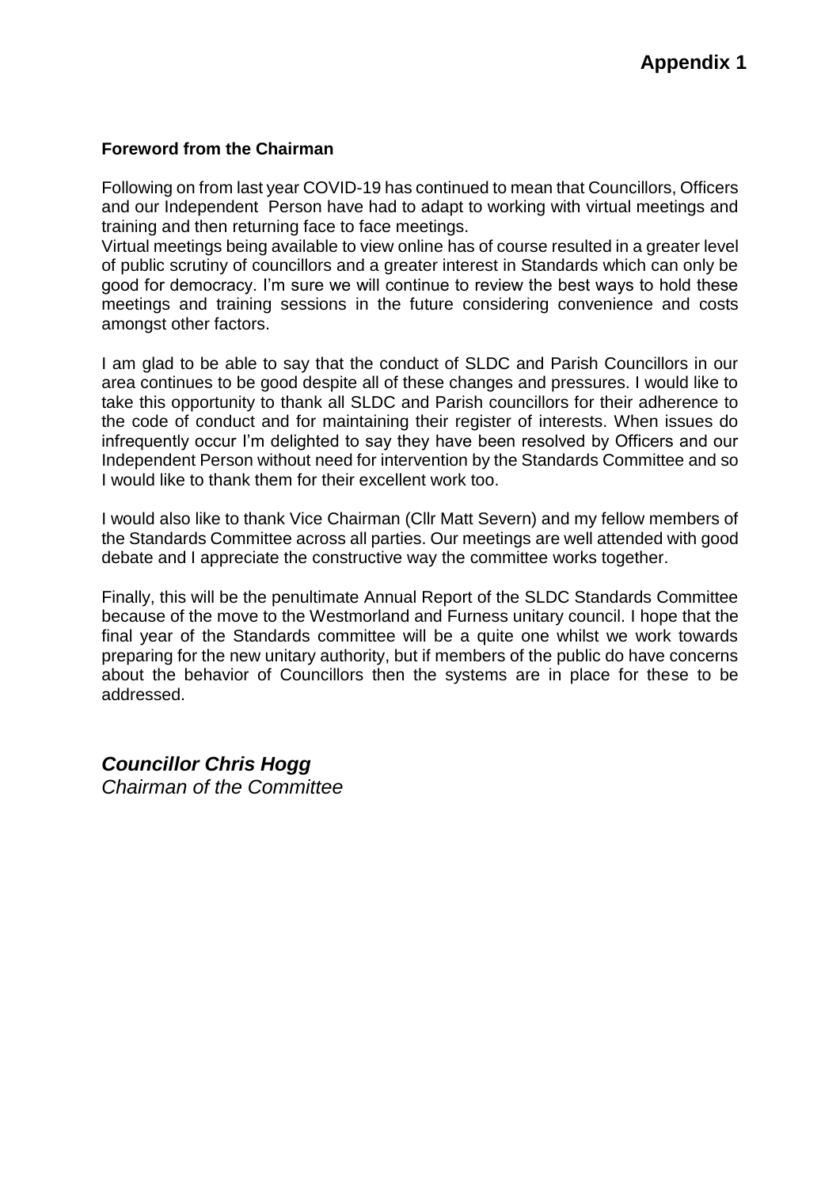**Appendix 1**

**Foreword from the Chairman**

Following on from last year COVID-19 has continued to mean that Councillors, Officers and our Independent Person have had to adapt to working with virtual meetings and training and then returning face to face meetings.
Virtual meetings being available to view online has of course resulted in a greater level of public scrutiny of councillors and a greater interest in Standards which can only be good for democracy. I'm sure we will continue to review the best ways to hold these meetings and training sessions in the future considering convenience and costs amongst other factors.

I am glad to be able to say that the conduct of SLDC and Parish Councillors in our area continues to be good despite all of these changes and pressures. I would like to take this opportunity to thank all SLDC and Parish councillors for their adherence to the code of conduct and for maintaining their register of interests. When issues do infrequently occur I'm delighted to say they have been resolved by Officers and our Independent Person without need for intervention by the Standards Committee and so I would like to thank them for their excellent work too.

I would also like to thank Vice Chairman (Cllr Matt Severn) and my fellow members of the Standards Committee across all parties. Our meetings are well attended with good debate and I appreciate the constructive way the committee works together.

Finally, this will be the penultimate Annual Report of the SLDC Standards Committee because of the move to the Westmorland and Furness unitary council. I hope that the final year of the Standards committee will be a quite one whilst we work towards preparing for the new unitary authority, but if members of the public do have concerns about the behavior of Councillors then the systems are in place for these to be addressed.

***Councillor Chris Hogg***
*Chairman of the Committee*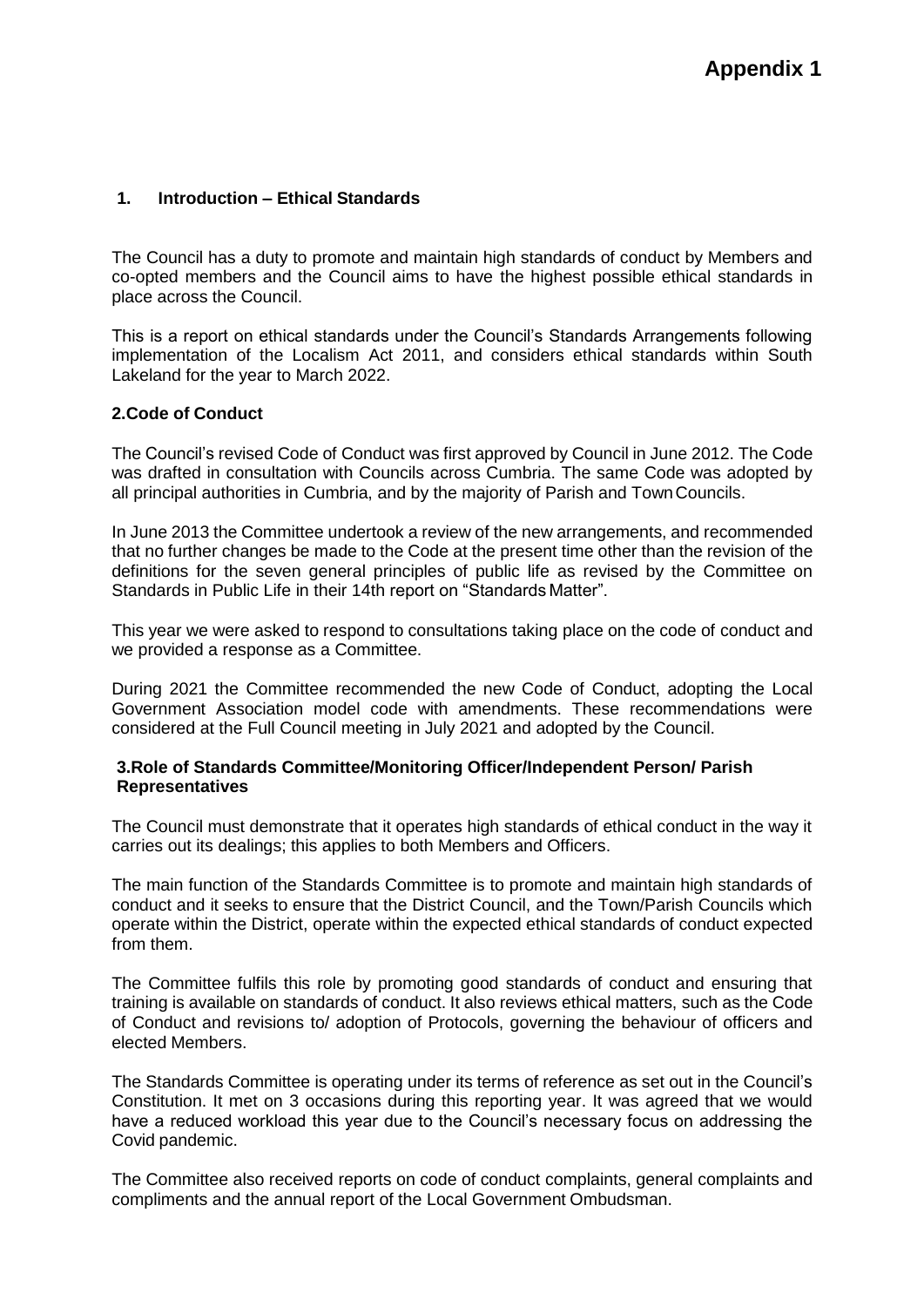**Appendix 1**

## 1. Introduction – Ethical Standards

The Council has a duty to promote and maintain high standards of conduct by Members and co-opted members and the Council aims to have the highest possible ethical standards in place across the Council.

This is a report on ethical standards under the Council's Standards Arrangements following implementation of the Localism Act 2011, and considers ethical standards within South Lakeland for the year to March 2022.

## 2. Code of Conduct

The Council's revised Code of Conduct was first approved by Council in June 2012. The Code was drafted in consultation with Councils across Cumbria. The same Code was adopted by all principal authorities in Cumbria, and by the majority of Parish and Town Councils.

In June 2013 the Committee undertook a review of the new arrangements, and recommended that no further changes be made to the Code at the present time other than the revision of the definitions for the seven general principles of public life as revised by the Committee on Standards in Public Life in their 14th report on "Standards Matter".

This year we were asked to respond to consultations taking place on the code of conduct and we provided a response as a Committee.

During 2021 the Committee recommended the new Code of Conduct, adopting the Local Government Association model code with amendments. These recommendations were considered at the Full Council meeting in July 2021 and adopted by the Council.

## 3. Role of Standards Committee/Monitoring Officer/Independent Person/ Parish Representatives

The Council must demonstrate that it operates high standards of ethical conduct in the way it carries out its dealings; this applies to both Members and Officers.

The main function of the Standards Committee is to promote and maintain high standards of conduct and it seeks to ensure that the District Council, and the Town/Parish Councils which operate within the District, operate within the expected ethical standards of conduct expected from them.

The Committee fulfils this role by promoting good standards of conduct and ensuring that training is available on standards of conduct. It also reviews ethical matters, such as the Code of Conduct and revisions to/ adoption of Protocols, governing the behaviour of officers and elected Members.

The Standards Committee is operating under its terms of reference as set out in the Council's Constitution. It met on 3 occasions during this reporting year. It was agreed that we would have a reduced workload this year due to the Council's necessary focus on addressing the Covid pandemic.

The Committee also received reports on code of conduct complaints, general complaints and compliments and the annual report of the Local Government Ombudsman.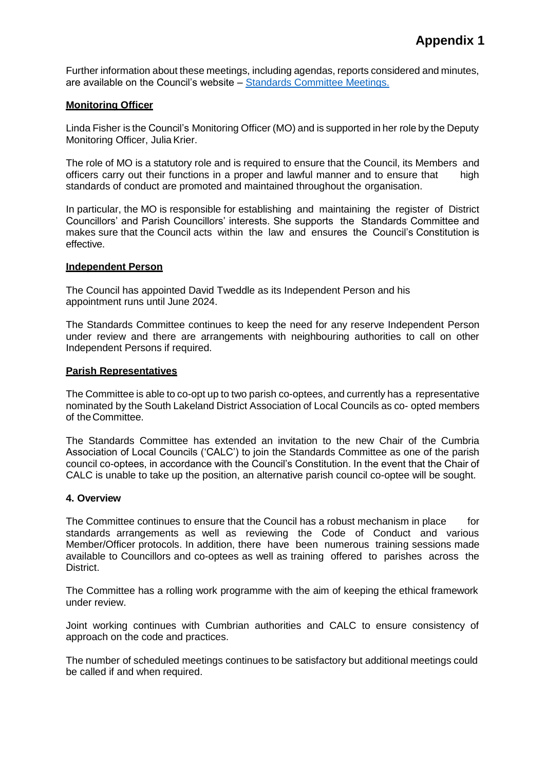# Appendix 1

Further information about these meetings, including agendas, reports considered and minutes, are available on the Council's website – [Standards Committee Meetings.]()

**Monitoring Officer**

Linda Fisher is the Council's Monitoring Officer (MO) and is supported in her role by the Deputy Monitoring Officer, Julia Krier.

The role of MO is a statutory role and is required to ensure that the Council, its Members and officers carry out their functions in a proper and lawful manner and to ensure that high standards of conduct are promoted and maintained throughout the organisation.

In particular, the MO is responsible for establishing and maintaining the register of District Councillors' and Parish Councillors' interests. She supports the Standards Committee and makes sure that the Council acts within the law and ensures the Council's Constitution is effective.

**Independent Person**

The Council has appointed David Tweddle as its Independent Person and his appointment runs until June 2024.

The Standards Committee continues to keep the need for any reserve Independent Person under review and there are arrangements with neighbouring authorities to call on other Independent Persons if required.

**Parish Representatives**

The Committee is able to co-opt up to two parish co-optees, and currently has a representative nominated by the South Lakeland District Association of Local Councils as co- opted members of the Committee.

The Standards Committee has extended an invitation to the new Chair of the Cumbria Association of Local Councils ('CALC') to join the Standards Committee as one of the parish council co-optees, in accordance with the Council's Constitution. In the event that the Chair of CALC is unable to take up the position, an alternative parish council co-optee will be sought.

**4. Overview**

The Committee continues to ensure that the Council has a robust mechanism in place for standards arrangements as well as reviewing the Code of Conduct and various Member/Officer protocols. In addition, there have been numerous training sessions made available to Councillors and co-optees as well as training offered to parishes across the District.

The Committee has a rolling work programme with the aim of keeping the ethical framework under review.

Joint working continues with Cumbrian authorities and CALC to ensure consistency of approach on the code and practices.

The number of scheduled meetings continues to be satisfactory but additional meetings could be called if and when required.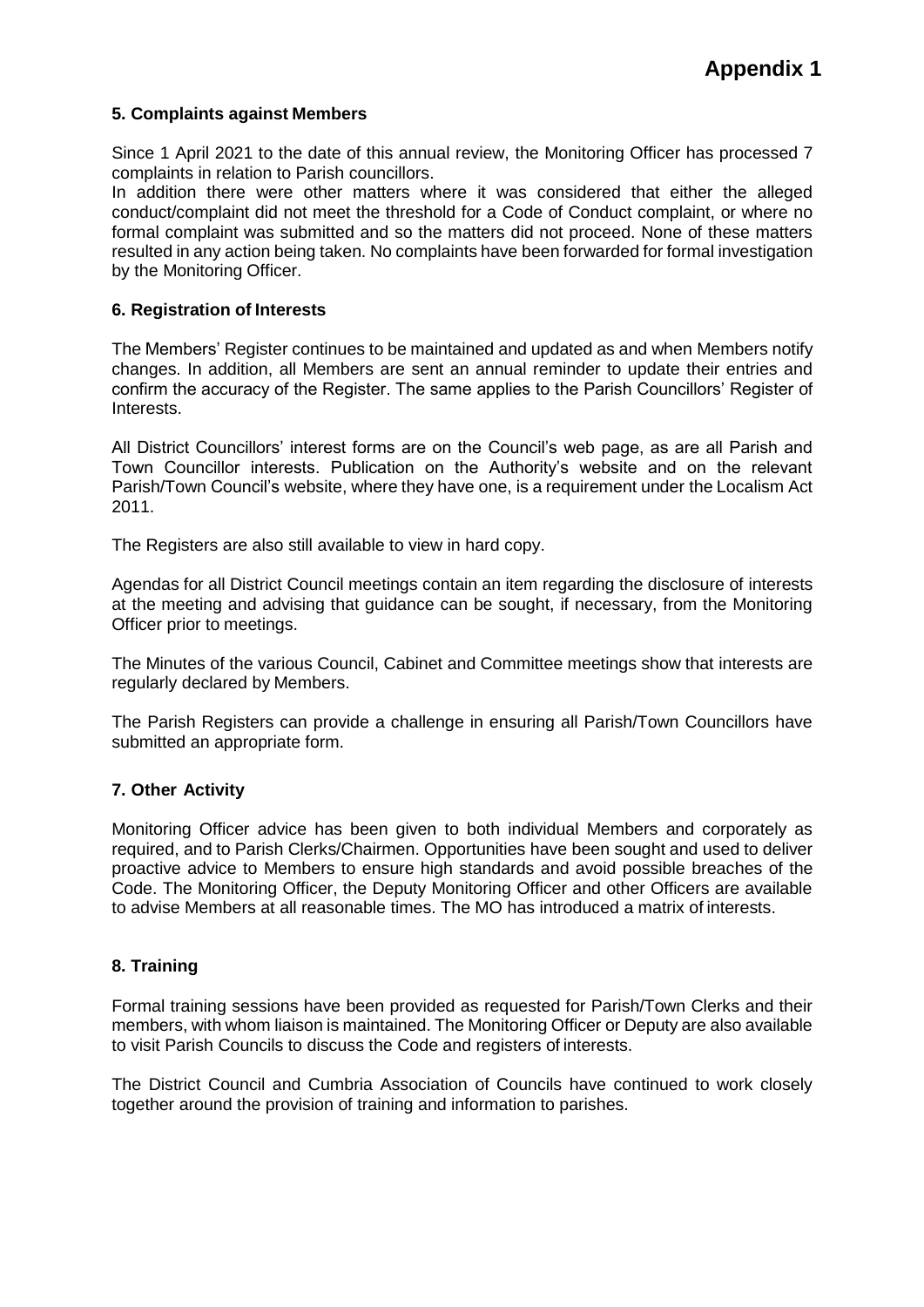**Appendix 1**

## 5. Complaints against Members

Since 1 April 2021 to the date of this annual review, the Monitoring Officer has processed 7 complaints in relation to Parish councillors.
In addition there were other matters where it was considered that either the alleged conduct/complaint did not meet the threshold for a Code of Conduct complaint, or where no formal complaint was submitted and so the matters did not proceed. None of these matters resulted in any action being taken. No complaints have been forwarded for formal investigation by the Monitoring Officer.

## 6. Registration of Interests

The Members' Register continues to be maintained and updated as and when Members notify changes. In addition, all Members are sent an annual reminder to update their entries and confirm the accuracy of the Register. The same applies to the Parish Councillors' Register of Interests.

All District Councillors' interest forms are on the Council's web page, as are all Parish and Town Councillor interests. Publication on the Authority's website and on the relevant Parish/Town Council's website, where they have one, is a requirement under the Localism Act 2011.

The Registers are also still available to view in hard copy.

Agendas for all District Council meetings contain an item regarding the disclosure of interests at the meeting and advising that guidance can be sought, if necessary, from the Monitoring Officer prior to meetings.

The Minutes of the various Council, Cabinet and Committee meetings show that interests are regularly declared by Members.

The Parish Registers can provide a challenge in ensuring all Parish/Town Councillors have submitted an appropriate form.

## 7. Other Activity

Monitoring Officer advice has been given to both individual Members and corporately as required, and to Parish Clerks/Chairmen. Opportunities have been sought and used to deliver proactive advice to Members to ensure high standards and avoid possible breaches of the Code. The Monitoring Officer, the Deputy Monitoring Officer and other Officers are available to advise Members at all reasonable times. The MO has introduced a matrix of interests.

## 8. Training

Formal training sessions have been provided as requested for Parish/Town Clerks and their members, with whom liaison is maintained. The Monitoring Officer or Deputy are also available to visit Parish Councils to discuss the Code and registers of interests.

The District Council and Cumbria Association of Councils have continued to work closely together around the provision of training and information to parishes.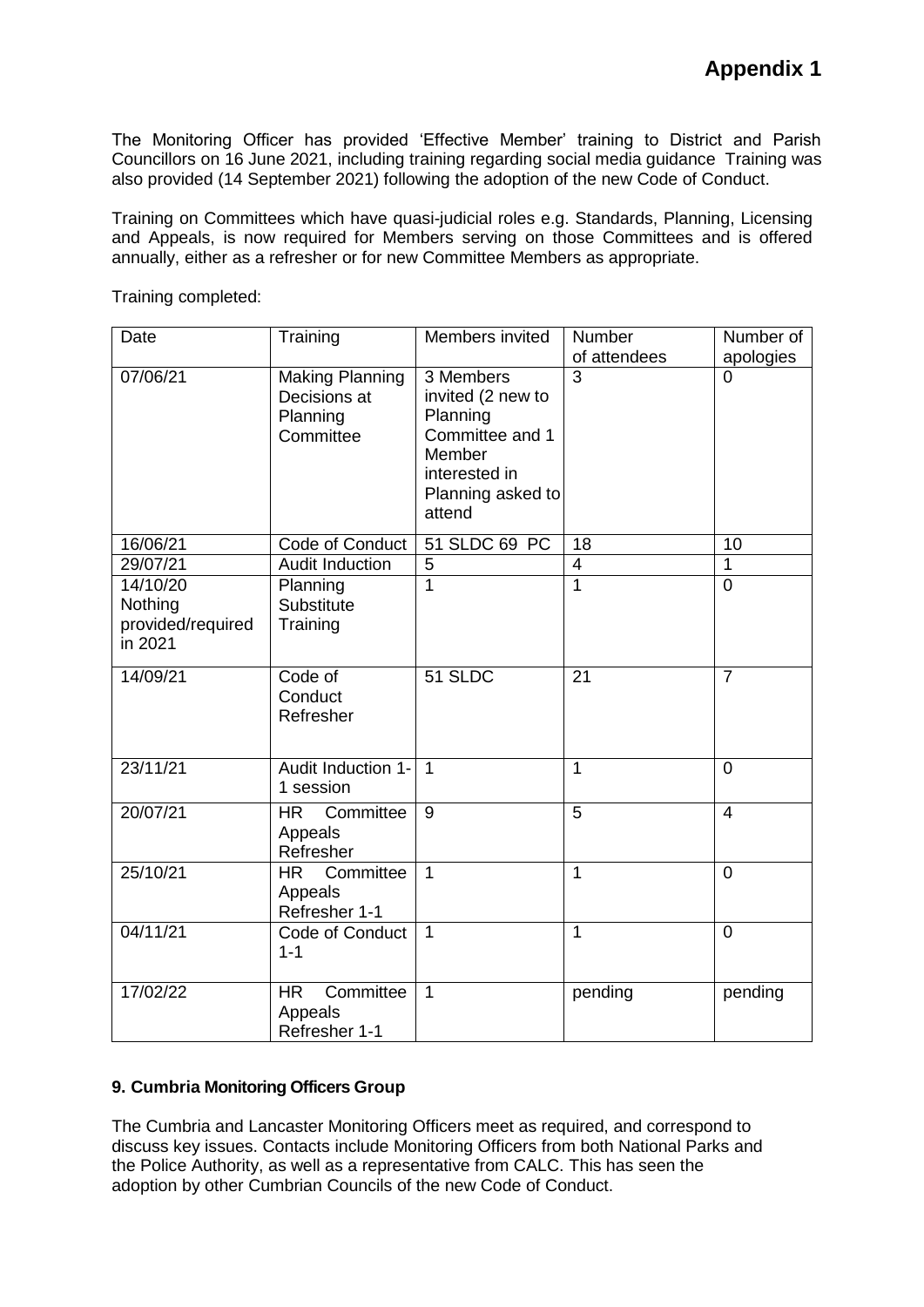# Appendix 1

The Monitoring Officer has provided 'Effective Member' training to District and Parish Councillors on 16 June 2021, including training regarding social media guidance Training was also provided (14 September 2021) following the adoption of the new Code of Conduct.

Training on Committees which have quasi-judicial roles e.g. Standards, Planning, Licensing and Appeals, is now required for Members serving on those Committees and is offered annually, either as a refresher or for new Committee Members as appropriate.

Training completed:

| Date | Training | Members invited | Number of attendees | Number of apologies |
|---|---|---|---|---|
| 07/06/21 | Making Planning Decisions at Planning Committee | 3 Members invited (2 new to Planning Committee and 1 Member interested in Planning asked to attend | 3 | 0 |
| 16/06/21 | Code of Conduct | 51 SLDC 69 PC | 18 | 10 |
| 29/07/21 | Audit Induction | 5 | 4 | 1 |
| 14/10/20 Nothing provided/required in 2021 | Planning Substitute Training | 1 | 1 | 0 |
| 14/09/21 | Code of Conduct Refresher | 51 SLDC | 21 | 7 |
| 23/11/21 | Audit Induction 1-1 session | 1 | 1 | 0 |
| 20/07/21 | HR Committee Appeals Refresher | 9 | 5 | 4 |
| 25/10/21 | HR Committee Appeals Refresher 1-1 | 1 | 1 | 0 |
| 04/11/21 | Code of Conduct 1-1 | 1 | 1 | 0 |
| 17/02/22 | HR Committee Appeals Refresher 1-1 | 1 | pending | pending |

**9. Cumbria Monitoring Officers Group**

The Cumbria and Lancaster Monitoring Officers meet as required, and correspond to discuss key issues. Contacts include Monitoring Officers from both National Parks and the Police Authority, as well as a representative from CALC. This has seen the adoption by other Cumbrian Councils of the new Code of Conduct.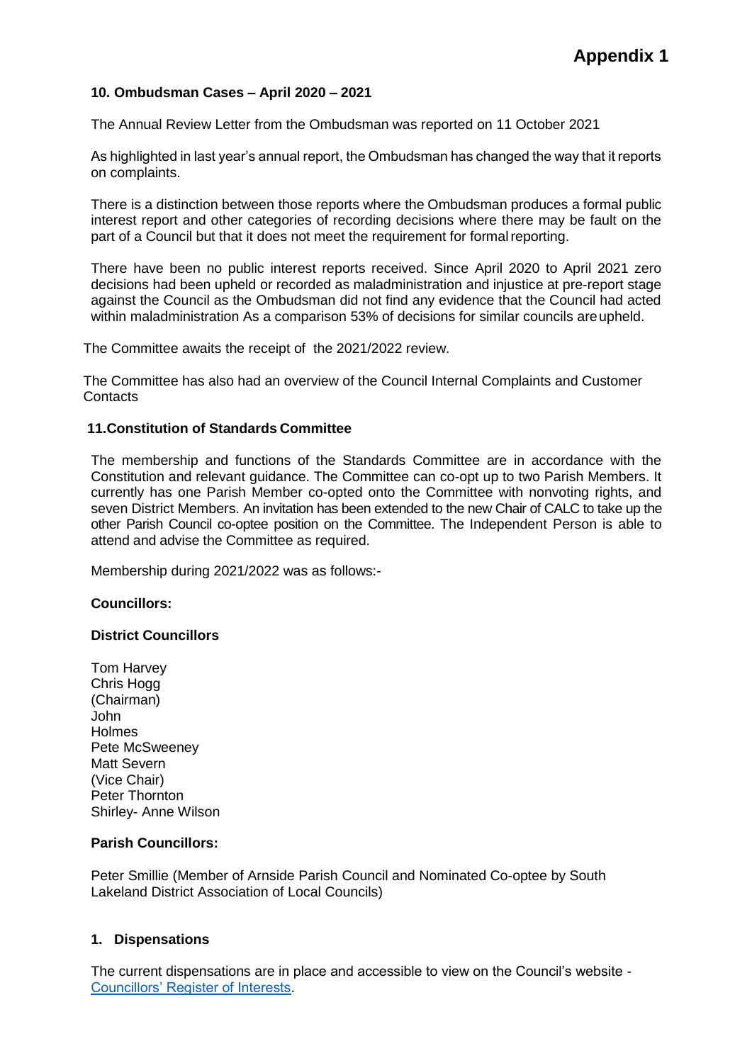**Appendix 1**

### 10. Ombudsman Cases – April 2020 – 2021

The Annual Review Letter from the Ombudsman was reported on 11 October 2021

As highlighted in last year's annual report, the Ombudsman has changed the way that it reports on complaints.

There is a distinction between those reports where the Ombudsman produces a formal public interest report and other categories of recording decisions where there may be fault on the part of a Council but that it does not meet the requirement for formal reporting.

There have been no public interest reports received. Since April 2020 to April 2021 zero decisions had been upheld or recorded as maladministration and injustice at pre-report stage against the Council as the Ombudsman did not find any evidence that the Council had acted within maladministration As a comparison 53% of decisions for similar councils are upheld.

The Committee awaits the receipt of the 2021/2022 review.

The Committee has also had an overview of the Council Internal Complaints and Customer Contacts

### 11. Constitution of Standards Committee

The membership and functions of the Standards Committee are in accordance with the Constitution and relevant guidance. The Committee can co-opt up to two Parish Members. It currently has one Parish Member co-opted onto the Committee with nonvoting rights, and seven District Members. An invitation has been extended to the new Chair of CALC to take up the other Parish Council co-optee position on the Committee. The Independent Person is able to attend and advise the Committee as required.

Membership during 2021/2022 was as follows:-

**Councillors:**

**District Councillors**

Tom Harvey
Chris Hogg (Chairman)
John Holmes
Pete McSweeney
Matt Severn (Vice Chair)
Peter Thornton
Shirley- Anne Wilson

**Parish Councillors:**

Peter Smillie (Member of Arnside Parish Council and Nominated Co-optee by South Lakeland District Association of Local Councils)

### 1. Dispensations

The current dispensations are in place and accessible to view on the Council's website - Councillors' Register of Interests.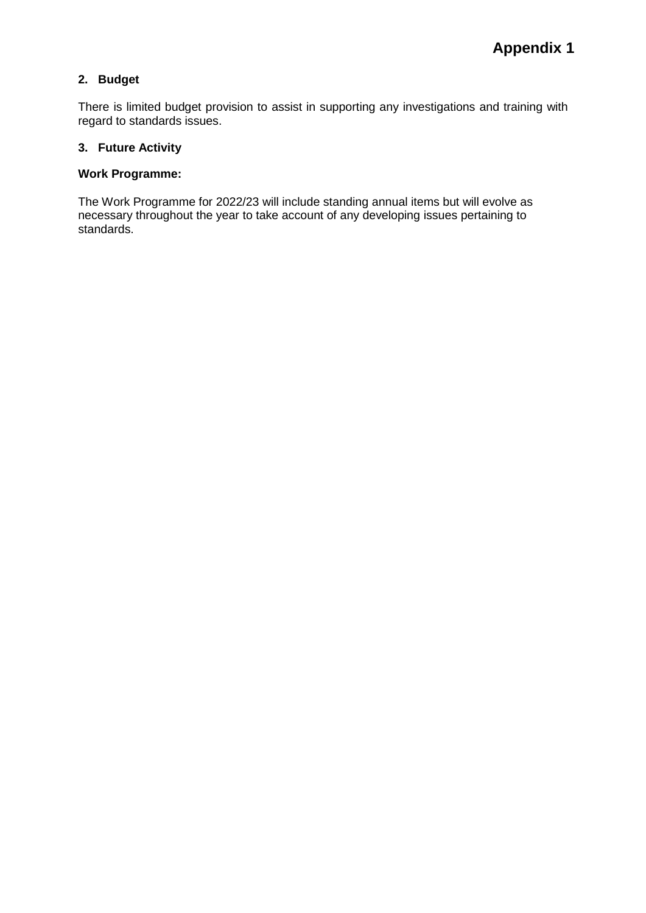# Appendix 1

## 2. Budget

There is limited budget provision to assist in supporting any investigations and training with regard to standards issues.

## 3. Future Activity

**Work Programme:**

The Work Programme for 2022/23 will include standing annual items but will evolve as necessary throughout the year to take account of any developing issues pertaining to standards.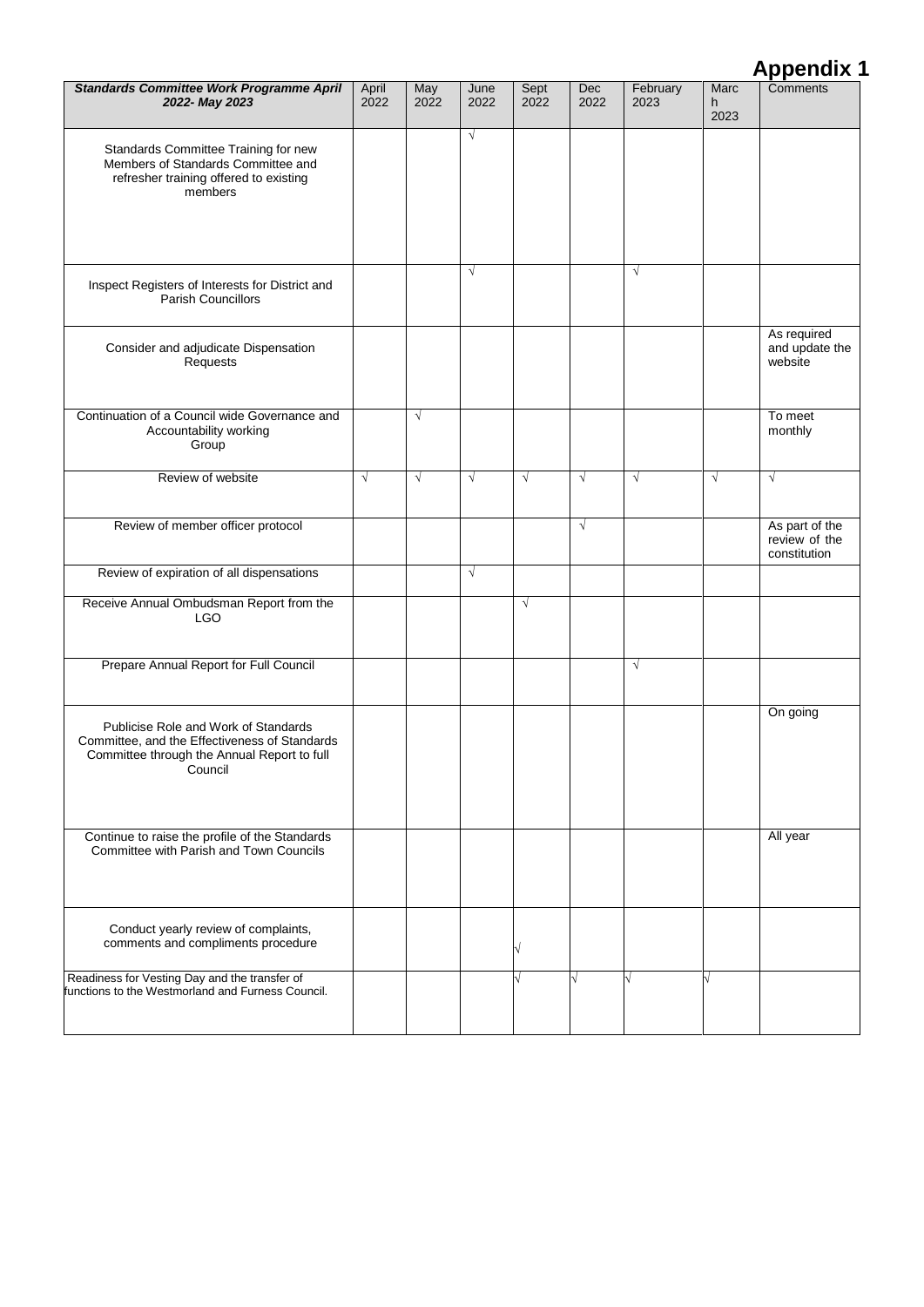# Appendix 1

| *Standards Committee Work Programme April 2022- May 2023* | April 2022 | May 2022 | June 2022 | Sept 2022 | Dec 2022 | February 2023 | March 2023 | Comments |
|---|---|---|---|---|---|---|---|---|
| Standards Committee Training for new Members of Standards Committee and refresher training offered to existing members | | | √ | | | | | |
| Inspect Registers of Interests for District and Parish Councillors | | | √ | | | √ | | |
| Consider and adjudicate Dispensation Requests | | | | | | | | As required and update the website |
| Continuation of a Council wide Governance and Accountability working Group | | √ | | | | | | To meet monthly |
| Review of website | √ | √ | √ | √ | √ | √ | √ | √ |
| Review of member officer protocol | | | | | √ | | | As part of the review of the constitution |
| Review of expiration of all dispensations | | | √ | | | | | |
| Receive Annual Ombudsman Report from the LGO | | | | √ | | | | |
| Prepare Annual Report for Full Council | | | | | | √ | | |
| Publicise Role and Work of Standards Committee, and the Effectiveness of Standards Committee through the Annual Report to full Council | | | | | | | | On going |
| Continue to raise the profile of the Standards Committee with Parish and Town Councils | | | | | | | | All year |
| Conduct yearly review of complaints, comments and compliments procedure | | | | √ | | | | |
| Readiness for Vesting Day and the transfer of functions to the Westmorland and Furness Council. | | | | √ | √ | √ | √ | |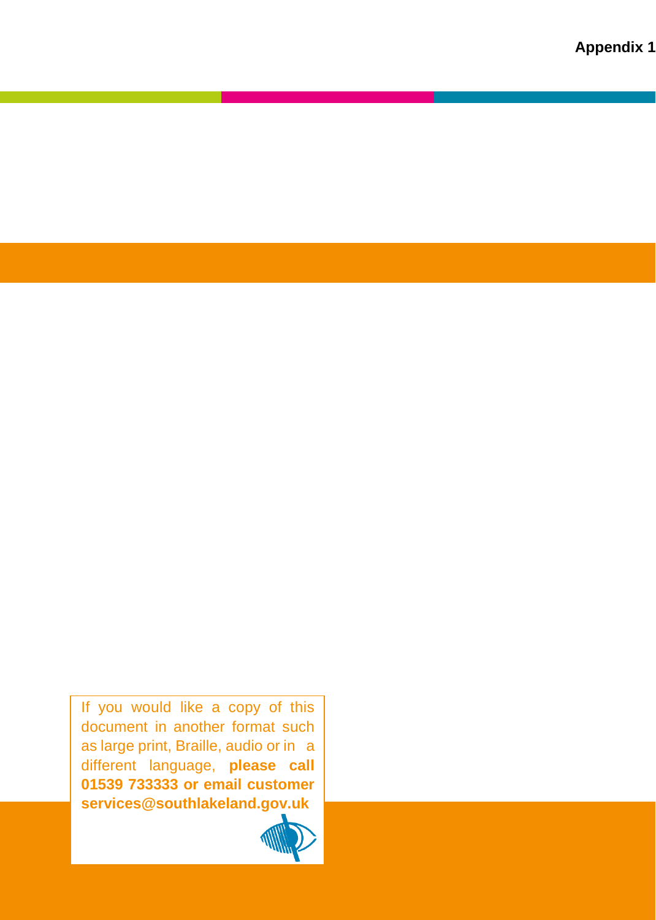Appendix 1

If you would like a copy of this document in another format such as large print, Braille, audio or in a different language, **please call 01539 733333 or email customer services@southlakeland.gov.uk**